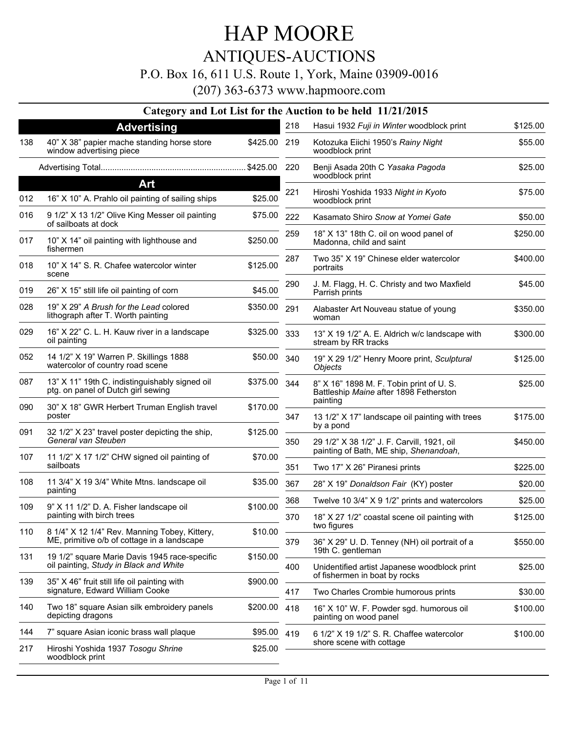# HAP MOORE

## ANTIQUES-AUCTIONS

P.O. Box 16, 611 U.S. Route 1, York, Maine 03909-0016

(207) 363-6373 www.hapmoore.com

### Category and Lot List for the Auction to be held 11/21/2015

## Advertising

| Lot | Description | Price |
|---|---|---|
| 138 | 40” X 38” papier mache standing horse store window advertising piece | $425.00 |

Advertising Total.............................................................. $425.00

## Art

| Lot | Description | Price |
|---|---|---|
| 012 | 16” X 10” A. Prahlo oil painting of sailing ships | $25.00 |
| 016 | 9 1/2” X 13 1/2” Olive King Messer oil painting of sailboats at dock | $75.00 |
| 017 | 10” X 14” oil painting with lighthouse and fishermen | $250.00 |
| 018 | 10” X 14” S. R. Chafee watercolor winter scene | $125.00 |
| 019 | 26” X 15” still life oil painting of corn | $45.00 |
| 028 | 19” X 29” *A Brush for the Lead* colored lithograph after T. Worth painting | $350.00 |
| 029 | 16” X 22” C. L. H. Kauw river in a landscape oil painting | $325.00 |
| 052 | 14 1/2” X 19” Warren P. Skillings 1888 watercolor of country road scene | $50.00 |
| 087 | 13” X 11” 19th C. indistinguishably signed oil ptg. on panel of Dutch girl sewing | $375.00 |
| 090 | 30” X 18” GWR Herbert Truman English travel poster | $170.00 |
| 091 | 32 1/2” X 23” travel poster depicting the ship, *General van Steuben* | $125.00 |
| 107 | 11 1/2” X 17 1/2” CHW signed oil painting of sailboats | $70.00 |
| 108 | 11 3/4” X 19 3/4” White Mtns. landscape oil painting | $35.00 |
| 109 | 9” X 11 1/2” D. A. Fisher landscape oil painting with birch trees | $100.00 |
| 110 | 8 1/4” X 12 1/4” Rev. Manning Tobey, Kittery, ME, primitive o/b of cottage in a landscape | $10.00 |
| 131 | 19 1/2” square Marie Davis 1945 race-specific oil painting, *Study in Black and White* | $150.00 |
| 139 | 35” X 46” fruit still life oil painting with signature, Edward William Cooke | $900.00 |
| 140 | Two 18” square Asian silk embroidery panels depicting dragons | $200.00 |
| 144 | 7” square Asian iconic brass wall plaque | $95.00 |
| 217 | Hiroshi Yoshida 1937 *Tosogu Shrine* woodblock print | $25.00 |
| 218 | Hasui 1932 *Fuji in Winter* woodblock print | $125.00 |
| 219 | Kotozuka Eiichi 1950’s *Rainy Night* woodblock print | $55.00 |
| 220 | Benji Asada 20th C *Yasaka Pagoda* woodblock print | $25.00 |
| 221 | Hiroshi Yoshida 1933 *Night in Kyoto* woodblock print | $75.00 |
| 222 | Kasamato Shiro *Snow at Yomei Gate* | $50.00 |
| 259 | 18” X 13” 18th C. oil on wood panel of Madonna, child and saint | $250.00 |
| 287 | Two 35” X 19” Chinese elder watercolor portraits | $400.00 |
| 290 | J. M. Flagg, H. C. Christy and two Maxfield Parrish prints | $45.00 |
| 291 | Alabaster Art Nouveau statue of young woman | $350.00 |
| 333 | 13” X 19 1/2” A. E. Aldrich w/c landscape with stream by RR tracks | $300.00 |
| 340 | 19” X 29 1/2” Henry Moore print, *Sculptural Objects* | $125.00 |
| 344 | 8” X 16” 1898 M. F. Tobin print of U. S. Battleship *Maine* after 1898 Fetherston painting | $25.00 |
| 347 | 13 1/2” X 17” landscape oil painting with trees by a pond | $175.00 |
| 350 | 29 1/2” X 38 1/2” J. F. Carvill, 1921, oil painting of Bath, ME ship, *Shenandoah*, | $450.00 |
| 351 | Two 17” X 26” Piranesi prints | $225.00 |
| 367 | 28” X 19” *Donaldson Fair* (KY) poster | $20.00 |
| 368 | Twelve 10 3/4” X 9 1/2” prints and watercolors | $25.00 |
| 370 | 18” X 27 1/2” coastal scene oil painting with two figures | $125.00 |
| 379 | 36” X 29” U. D. Tenney (NH) oil portrait of a 19th C. gentleman | $550.00 |
| 400 | Unidentified artist Japanese woodblock print of fishermen in boat by rocks | $25.00 |
| 417 | Two Charles Crombie humorous prints | $30.00 |
| 418 | 16” X 10” W. F. Powder sgd. humorous oil painting on wood panel | $100.00 |
| 419 | 6 1/2” X 19 1/2” S. R. Chaffee watercolor shore scene with cottage | $100.00 |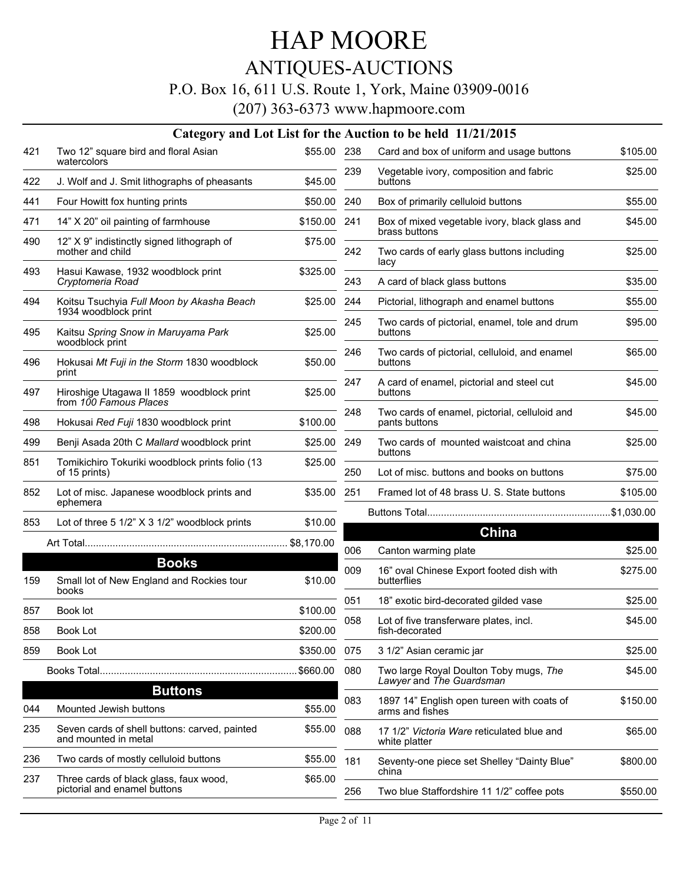# HAP MOORE

## ANTIQUES-AUCTIONS

P.O. Box 16, 611 U.S. Route 1, York, Maine 03909-0016

(207) 363-6373 www.hapmoore.com

### Category and Lot List for the Auction to be held 11/21/2015

| Lot | Description | Price |
|---|---|---|
| 421 | Two 12" square bird and floral Asian watercolors | $55.00 |
| 422 | J. Wolf and J. Smit lithographs of pheasants | $45.00 |
| 441 | Four Howitt fox hunting prints | $50.00 |
| 471 | 14" X 20" oil painting of farmhouse | $150.00 |
| 490 | 12" X 9" indistinctly signed lithograph of mother and child | $75.00 |
| 493 | Hasui Kawase, 1932 woodblock print *Cryptomeria Road* | $325.00 |
| 494 | Koitsu Tsuchyia *Full Moon by Akasha Beach* 1934 woodblock print | $25.00 |
| 495 | Kaitsu *Spring Snow in Maruyama Park* woodblock print | $25.00 |
| 496 | Hokusai *Mt Fuji in the Storm* 1830 woodblock print | $50.00 |
| 497 | Hiroshige Utagawa II 1859 woodblock print from *100 Famous Places* | $25.00 |
| 498 | Hokusai *Red Fuji* 1830 woodblock print | $100.00 |
| 499 | Benji Asada 20th C *Mallard* woodblock print | $25.00 |
| 851 | Tomikichiro Tokuriki woodblock prints folio (13 of 15 prints) | $25.00 |
| 852 | Lot of misc. Japanese woodblock prints and ephemera | $35.00 |
| 853 | Lot of three 5 1/2" X 3 1/2" woodblock prints | $10.00 |
| | Art Total | $8,170.00 |

## Books

| Lot | Description | Price |
|---|---|---|
| 159 | Small lot of New England and Rockies tour books | $10.00 |
| 857 | Book lot | $100.00 |
| 858 | Book Lot | $200.00 |
| 859 | Book Lot | $350.00 |
| | Books Total | $660.00 |

## Buttons

| Lot | Description | Price |
|---|---|---|
| 044 | Mounted Jewish buttons | $55.00 |
| 235 | Seven cards of shell buttons: carved, painted and mounted in metal | $55.00 |
| 236 | Two cards of mostly celluloid buttons | $55.00 |
| 237 | Three cards of black glass, faux wood, pictorial and enamel buttons | $65.00 |
| 238 | Card and box of uniform and usage buttons | $105.00 |
| 239 | Vegetable ivory, composition and fabric buttons | $25.00 |
| 240 | Box of primarily celluloid buttons | $55.00 |
| 241 | Box of mixed vegetable ivory, black glass and brass buttons | $45.00 |
| 242 | Two cards of early glass buttons including lacy | $25.00 |
| 243 | A card of black glass buttons | $35.00 |
| 244 | Pictorial, lithograph and enamel buttons | $55.00 |
| 245 | Two cards of pictorial, enamel, tole and drum buttons | $95.00 |
| 246 | Two cards of pictorial, celluloid, and enamel buttons | $65.00 |
| 247 | A card of enamel, pictorial and steel cut buttons | $45.00 |
| 248 | Two cards of enamel, pictorial, celluloid and pants buttons | $45.00 |
| 249 | Two cards of mounted waistcoat and china buttons | $25.00 |
| 250 | Lot of misc. buttons and books on buttons | $75.00 |
| 251 | Framed lot of 48 brass U. S. State buttons | $105.00 |
| | Buttons Total | $1,030.00 |

## China

| Lot | Description | Price |
|---|---|---|
| 006 | Canton warming plate | $25.00 |
| 009 | 16" oval Chinese Export footed dish with butterflies | $275.00 |
| 051 | 18" exotic bird-decorated gilded vase | $25.00 |
| 058 | Lot of five transferware plates, incl. fish-decorated | $45.00 |
| 075 | 3 1/2" Asian ceramic jar | $25.00 |
| 080 | Two large Royal Doulton Toby mugs, *The Lawyer* and *The Guardsman* | $45.00 |
| 083 | 1897 14" English open tureen with coats of arms and fishes | $150.00 |
| 088 | 17 1/2" *Victoria Ware* reticulated blue and white platter | $65.00 |
| 181 | Seventy-one piece set Shelley "Dainty Blue" china | $800.00 |
| 256 | Two blue Staffordshire 11 1/2" coffee pots | $550.00 |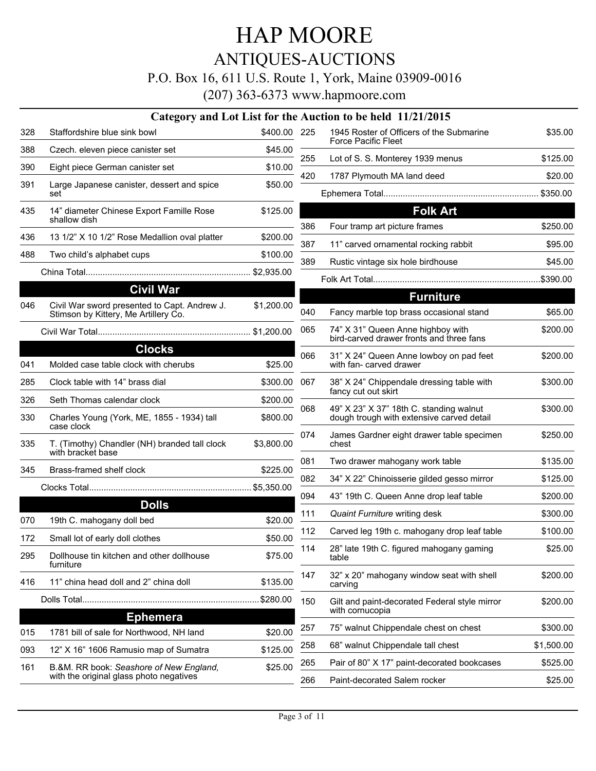# HAP MOORE

## ANTIQUES-AUCTIONS

P.O. Box 16, 611 U.S. Route 1, York, Maine 03909-0016

(207) 363-6373 www.hapmoore.com

### Category and Lot List for the Auction to be held 11/21/2015

| Lot | Description | Price |
|---|---|---|
| 328 | Staffordshire blue sink bowl | $400.00 |
| 388 | Czech. eleven piece canister set | $45.00 |
| 390 | Eight piece German canister set | $10.00 |
| 391 | Large Japanese canister, dessert and spice set | $50.00 |
| 435 | 14" diameter Chinese Export Famille Rose shallow dish | $125.00 |
| 436 | 13 1/2" X 10 1/2" Rose Medallion oval platter | $200.00 |
| 488 | Two child's alphabet cups | $100.00 |
| | China Total | $2,935.00 |

### Civil War

| Lot | Description | Price |
|---|---|---|
| 046 | Civil War sword presented to Capt. Andrew J. Stimson by Kittery, Me Artillery Co. | $1,200.00 |
| | Civil War Total | $1,200.00 |

### Clocks

| Lot | Description | Price |
|---|---|---|
| 041 | Molded case table clock with cherubs | $25.00 |
| 285 | Clock table with 14" brass dial | $300.00 |
| 326 | Seth Thomas calendar clock | $200.00 |
| 330 | Charles Young (York, ME, 1855 - 1934) tall case clock | $800.00 |
| 335 | T. (Timothy) Chandler (NH) branded tall clock with bracket base | $3,800.00 |
| 345 | Brass-framed shelf clock | $225.00 |
| | Clocks Total | $5,350.00 |

### Dolls

| Lot | Description | Price |
|---|---|---|
| 070 | 19th C. mahogany doll bed | $20.00 |
| 172 | Small lot of early doll clothes | $50.00 |
| 295 | Dollhouse tin kitchen and other dollhouse furniture | $75.00 |
| 416 | 11" china head doll and 2" china doll | $135.00 |
| | Dolls Total | $280.00 |

### Ephemera

| Lot | Description | Price |
|---|---|---|
| 015 | 1781 bill of sale for Northwood, NH land | $20.00 |
| 093 | 12" X 16" 1606 Ramusio map of Sumatra | $125.00 |
| 161 | B.&M. RR book: *Seashore of New England,* with the original glass photo negatives | $25.00 |
| 225 | 1945 Roster of Officers of the Submarine Force Pacific Fleet | $35.00 |
| 255 | Lot of S. S. Monterey 1939 menus | $125.00 |
| 420 | 1787 Plymouth MA land deed | $20.00 |
| | Ephemera Total | $350.00 |

### Folk Art

| Lot | Description | Price |
|---|---|---|
| 386 | Four tramp art picture frames | $250.00 |
| 387 | 11" carved ornamental rocking rabbit | $95.00 |
| 389 | Rustic vintage six hole birdhouse | $45.00 |
| | Folk Art Total | $390.00 |

### Furniture

| Lot | Description | Price |
|---|---|---|
| 040 | Fancy marble top brass occasional stand | $65.00 |
| 065 | 74" X 31" Queen Anne highboy with bird-carved drawer fronts and three fans | $200.00 |
| 066 | 31" X 24" Queen Anne lowboy on pad feet with fan- carved drawer | $200.00 |
| 067 | 38" X 24" Chippendale dressing table with fancy cut out skirt | $300.00 |
| 068 | 49" X 23" X 37" 18th C. standing walnut dough trough with extensive carved detail | $300.00 |
| 074 | James Gardner eight drawer table specimen chest | $250.00 |
| 081 | Two drawer mahogany work table | $135.00 |
| 082 | 34" X 22" Chinoisserie gilded gesso mirror | $125.00 |
| 094 | 43" 19th C. Queen Anne drop leaf table | $200.00 |
| 111 | *Quaint Furniture* writing desk | $300.00 |
| 112 | Carved leg 19th c. mahogany drop leaf table | $100.00 |
| 114 | 28" late 19th C. figured mahogany gaming table | $25.00 |
| 147 | 32" x 20" mahogany window seat with shell carving | $200.00 |
| 150 | Gilt and paint-decorated Federal style mirror with cornucopia | $200.00 |
| 257 | 75" walnut Chippendale chest on chest | $300.00 |
| 258 | 68" walnut Chippendale tall chest | $1,500.00 |
| 265 | Pair of 80" X 17" paint-decorated bookcases | $525.00 |
| 266 | Paint-decorated Salem rocker | $25.00 |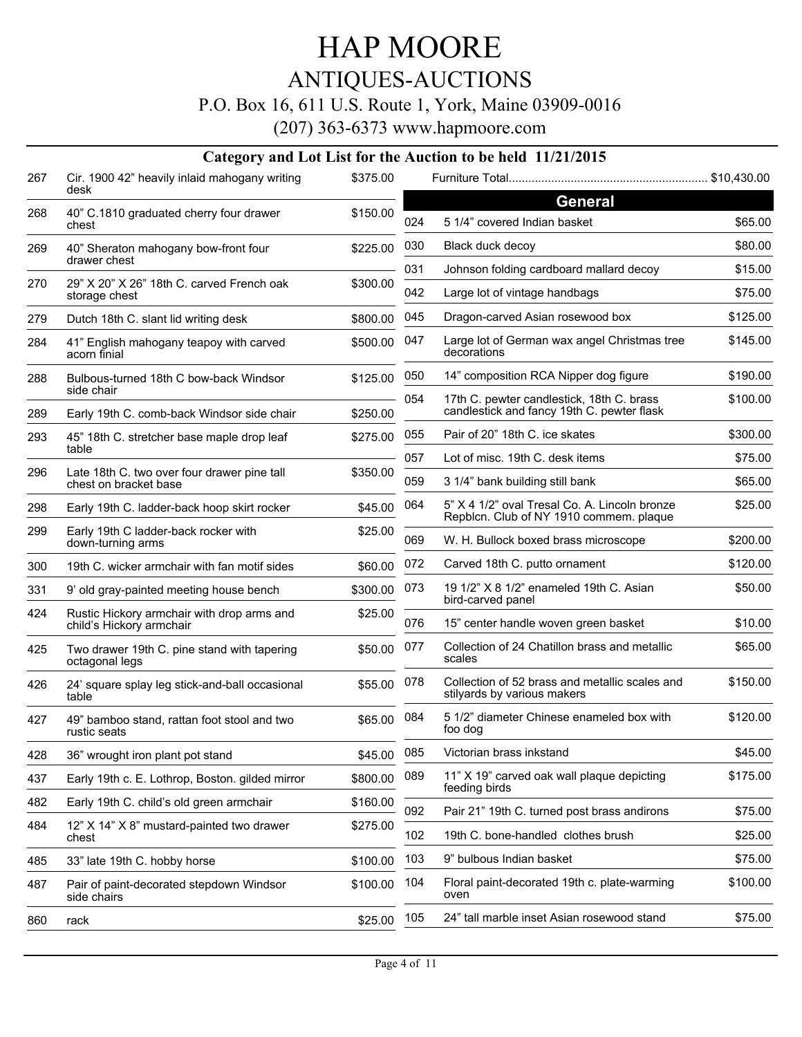# HAP MOORE

## ANTIQUES-AUCTIONS

P.O. Box 16, 611 U.S. Route 1, York, Maine 03909-0016

(207) 363-6373 www.hapmoore.com

### Category and Lot List for the Auction to be held 11/21/2015

| Lot | Description | Price |
|---|---|---|
| 267 | Cir. 1900 42" heavily inlaid mahogany writing desk | $375.00 |
| 268 | 40" C.1810 graduated cherry four drawer chest | $150.00 |
| 269 | 40" Sheraton mahogany bow-front four drawer chest | $225.00 |
| 270 | 29" X 20" X 26" 18th C. carved French oak storage chest | $300.00 |
| 279 | Dutch 18th C. slant lid writing desk | $800.00 |
| 284 | 41" English mahogany teapoy with carved acorn finial | $500.00 |
| 288 | Bulbous-turned 18th C bow-back Windsor side chair | $125.00 |
| 289 | Early 19th C. comb-back Windsor side chair | $250.00 |
| 293 | 45" 18th C. stretcher base maple drop leaf table | $275.00 |
| 296 | Late 18th C. two over four drawer pine tall chest on bracket base | $350.00 |
| 298 | Early 19th C. ladder-back hoop skirt rocker | $45.00 |
| 299 | Early 19th C ladder-back rocker with down-turning arms | $25.00 |
| 300 | 19th C. wicker armchair with fan motif sides | $60.00 |
| 331 | 9' old gray-painted meeting house bench | $300.00 |
| 424 | Rustic Hickory armchair with drop arms and child's Hickory armchair | $25.00 |
| 425 | Two drawer 19th C. pine stand with tapering octagonal legs | $50.00 |
| 426 | 24' square splay leg stick-and-ball occasional table | $55.00 |
| 427 | 49" bamboo stand, rattan foot stool and two rustic seats | $65.00 |
| 428 | 36" wrought iron plant pot stand | $45.00 |
| 437 | Early 19th c. E. Lothrop, Boston. gilded mirror | $800.00 |
| 482 | Early 19th C. child's old green armchair | $160.00 |
| 484 | 12" X 14" X 8" mustard-painted two drawer chest | $275.00 |
| 485 | 33" late 19th C. hobby horse | $100.00 |
| 487 | Pair of paint-decorated stepdown Windsor side chairs | $100.00 |
| 860 | rack | $25.00 |

Furniture Total............................................................. $10,430.00

## General

| Lot | Description | Price |
|---|---|---|
| 024 | 5 1/4" covered Indian basket | $65.00 |
| 030 | Black duck decoy | $80.00 |
| 031 | Johnson folding cardboard mallard decoy | $15.00 |
| 042 | Large lot of vintage handbags | $75.00 |
| 045 | Dragon-carved Asian rosewood box | $125.00 |
| 047 | Large lot of German wax angel Christmas tree decorations | $145.00 |
| 050 | 14" composition RCA Nipper dog figure | $190.00 |
| 054 | 17th C. pewter candlestick, 18th C. brass candlestick and fancy 19th C. pewter flask | $100.00 |
| 055 | Pair of 20" 18th C. ice skates | $300.00 |
| 057 | Lot of misc. 19th C. desk items | $75.00 |
| 059 | 3 1/4" bank building still bank | $65.00 |
| 064 | 5" X 4 1/2" oval Tresal Co. A. Lincoln bronze Repblcn. Club of NY 1910 commem. plaque | $25.00 |
| 069 | W. H. Bullock boxed brass microscope | $200.00 |
| 072 | Carved 18th C. putto ornament | $120.00 |
| 073 | 19 1/2" X 8 1/2" enameled 19th C. Asian bird-carved panel | $50.00 |
| 076 | 15" center handle woven green basket | $10.00 |
| 077 | Collection of 24 Chatillon brass and metallic scales | $65.00 |
| 078 | Collection of 52 brass and metallic scales and stilyards by various makers | $150.00 |
| 084 | 5 1/2" diameter Chinese enameled box with foo dog | $120.00 |
| 085 | Victorian brass inkstand | $45.00 |
| 089 | 11" X 19" carved oak wall plaque depicting feeding birds | $175.00 |
| 092 | Pair 21" 19th C. turned post brass andirons | $75.00 |
| 102 | 19th C. bone-handled clothes brush | $25.00 |
| 103 | 9" bulbous Indian basket | $75.00 |
| 104 | Floral paint-decorated 19th c. plate-warming oven | $100.00 |
| 105 | 24" tall marble inset Asian rosewood stand | $75.00 |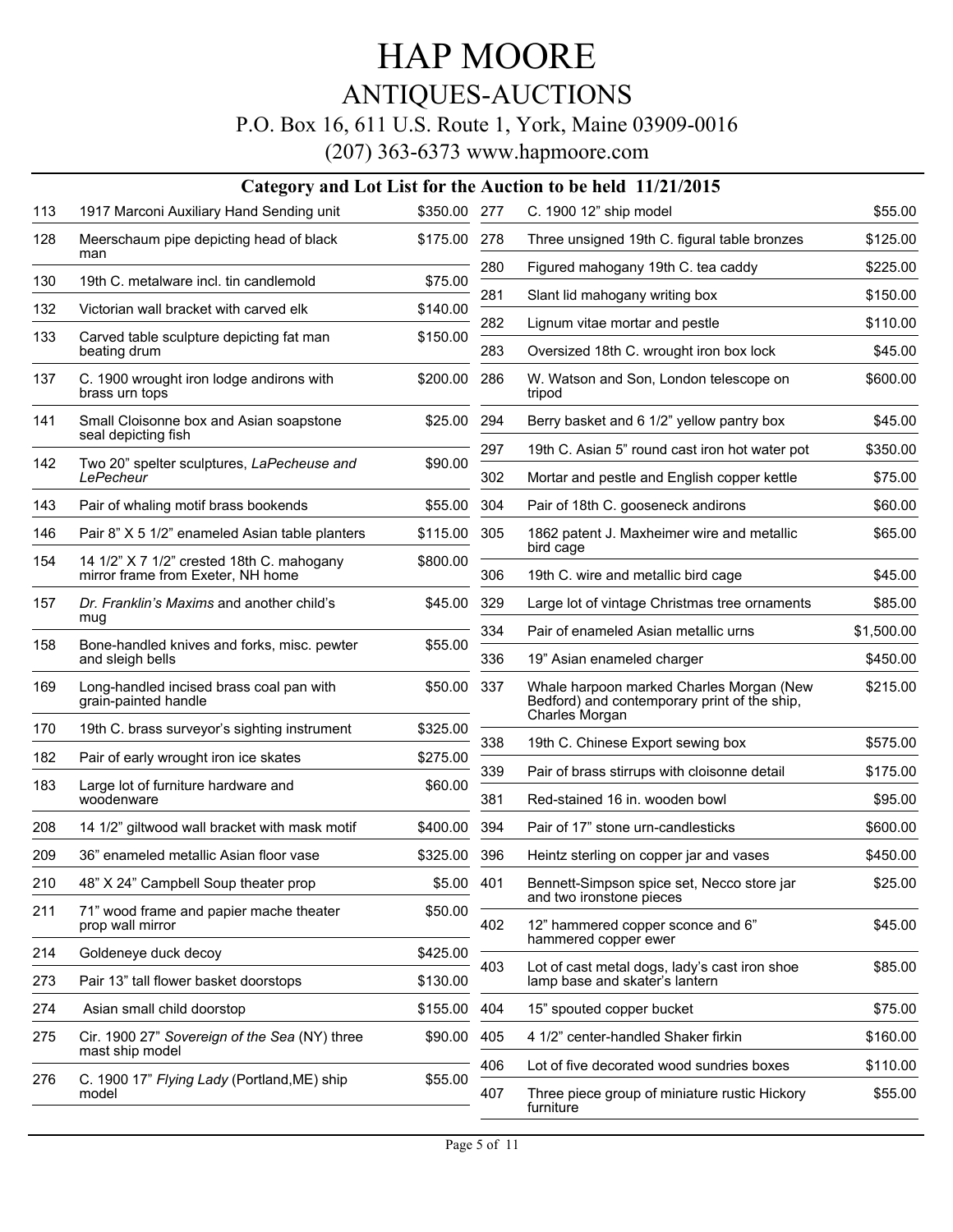# HAP MOORE

## ANTIQUES-AUCTIONS

P.O. Box 16, 611 U.S. Route 1, York, Maine 03909-0016

(207) 363-6373 www.hapmoore.com

### Category and Lot List for the Auction to be held 11/21/2015

| Lot | Description | Price |
|---|---|---|
| 113 | 1917 Marconi Auxiliary Hand Sending unit | $350.00 |
| 128 | Meerschaum pipe depicting head of black man | $175.00 |
| 130 | 19th C. metalware incl. tin candlemold | $75.00 |
| 132 | Victorian wall bracket with carved elk | $140.00 |
| 133 | Carved table sculpture depicting fat man beating drum | $150.00 |
| 137 | C. 1900 wrought iron lodge andirons with brass urn tops | $200.00 |
| 141 | Small Cloisonne box and Asian soapstone seal depicting fish | $25.00 |
| 142 | Two 20" spelter sculptures, *LaPecheuse and LePecheur* | $90.00 |
| 143 | Pair of whaling motif brass bookends | $55.00 |
| 146 | Pair 8" X 5 1/2" enameled Asian table planters | $115.00 |
| 154 | 14 1/2" X 7 1/2" crested 18th C. mahogany mirror frame from Exeter, NH home | $800.00 |
| 157 | *Dr. Franklin's Maxims* and another child's mug | $45.00 |
| 158 | Bone-handled knives and forks, misc. pewter and sleigh bells | $55.00 |
| 169 | Long-handled incised brass coal pan with grain-painted handle | $50.00 |
| 170 | 19th C. brass surveyor's sighting instrument | $325.00 |
| 182 | Pair of early wrought iron ice skates | $275.00 |
| 183 | Large lot of furniture hardware and woodenware | $60.00 |
| 208 | 14 1/2" giltwood wall bracket with mask motif | $400.00 |
| 209 | 36" enameled metallic Asian floor vase | $325.00 |
| 210 | 48" X 24" Campbell Soup theater prop | $5.00 |
| 211 | 71" wood frame and papier mache theater prop wall mirror | $50.00 |
| 214 | Goldeneye duck decoy | $425.00 |
| 273 | Pair 13" tall flower basket doorstops | $130.00 |
| 274 | Asian small child doorstop | $155.00 |
| 275 | Cir. 1900 27" *Sovereign of the Sea* (NY) three mast ship model | $90.00 |
| 276 | C. 1900 17" *Flying Lady* (Portland,ME) ship model | $55.00 |
| 277 | C. 1900 12" ship model | $55.00 |
| 278 | Three unsigned 19th C. figural table bronzes | $125.00 |
| 280 | Figured mahogany 19th C. tea caddy | $225.00 |
| 281 | Slant lid mahogany writing box | $150.00 |
| 282 | Lignum vitae mortar and pestle | $110.00 |
| 283 | Oversized 18th C. wrought iron box lock | $45.00 |
| 286 | W. Watson and Son, London telescope on tripod | $600.00 |
| 294 | Berry basket and 6 1/2" yellow pantry box | $45.00 |
| 297 | 19th C. Asian 5" round cast iron hot water pot | $350.00 |
| 302 | Mortar and pestle and English copper kettle | $75.00 |
| 304 | Pair of 18th C. gooseneck andirons | $60.00 |
| 305 | 1862 patent J. Maxheimer wire and metallic bird cage | $65.00 |
| 306 | 19th C. wire and metallic bird cage | $45.00 |
| 329 | Large lot of vintage Christmas tree ornaments | $85.00 |
| 334 | Pair of enameled Asian metallic urns | $1,500.00 |
| 336 | 19" Asian enameled charger | $450.00 |
| 337 | Whale harpoon marked Charles Morgan (New Bedford) and contemporary print of the ship, Charles Morgan | $215.00 |
| 338 | 19th C. Chinese Export sewing box | $575.00 |
| 339 | Pair of brass stirrups with cloisonne detail | $175.00 |
| 381 | Red-stained 16 in. wooden bowl | $95.00 |
| 394 | Pair of 17" stone urn-candlesticks | $600.00 |
| 396 | Heintz sterling on copper jar and vases | $450.00 |
| 401 | Bennett-Simpson spice set, Necco store jar and two ironstone pieces | $25.00 |
| 402 | 12" hammered copper sconce and 6" hammered copper ewer | $45.00 |
| 403 | Lot of cast metal dogs, lady's cast iron shoe lamp base and skater's lantern | $85.00 |
| 404 | 15" spouted copper bucket | $75.00 |
| 405 | 4 1/2" center-handled Shaker firkin | $160.00 |
| 406 | Lot of five decorated wood sundries boxes | $110.00 |
| 407 | Three piece group of miniature rustic Hickory furniture | $55.00 |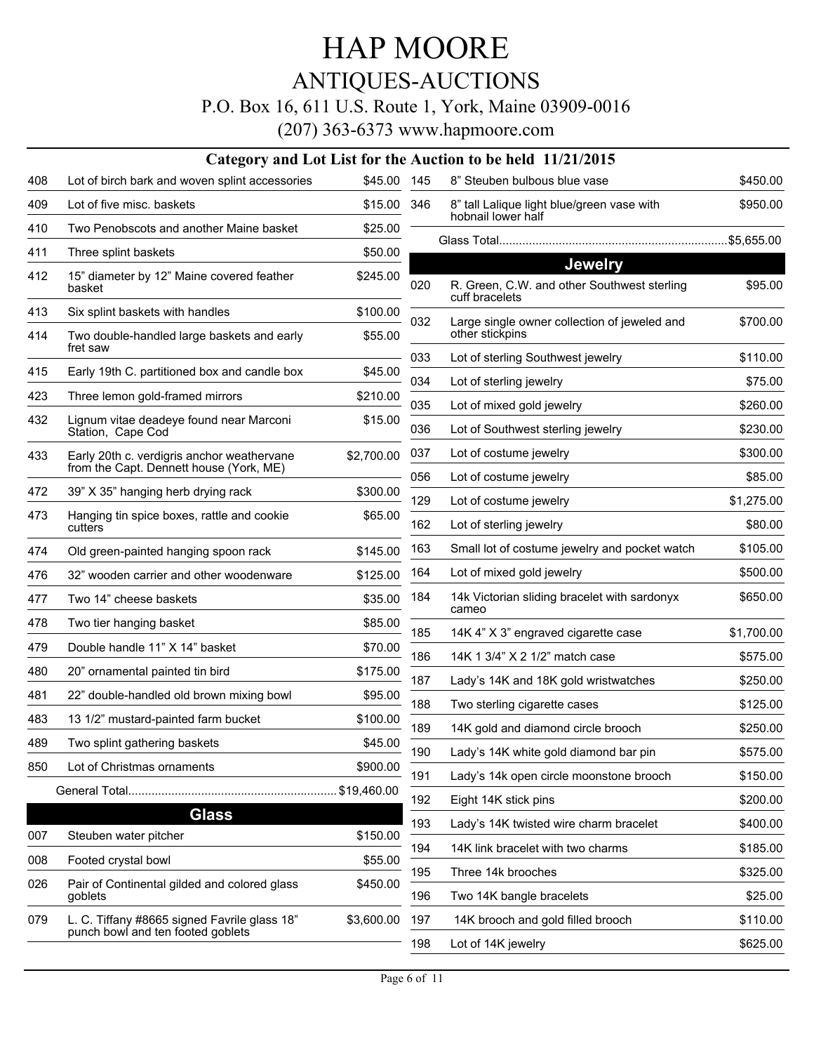# HAP MOORE

## ANTIQUES-AUCTIONS

P.O. Box 16, 611 U.S. Route 1, York, Maine 03909-0016

(207) 363-6373 www.hapmoore.com

### Category and Lot List for the Auction to be held 11/21/2015

| Lot | Description | Price |
|---|---|---|
| 408 | Lot of birch bark and woven splint accessories | $45.00 |
| 409 | Lot of five misc. baskets | $15.00 |
| 410 | Two Penobscots and another Maine basket | $25.00 |
| 411 | Three splint baskets | $50.00 |
| 412 | 15" diameter by 12" Maine covered feather basket | $245.00 |
| 413 | Six splint baskets with handles | $100.00 |
| 414 | Two double-handled large baskets and early fret saw | $55.00 |
| 415 | Early 19th C. partitioned box and candle box | $45.00 |
| 423 | Three lemon gold-framed mirrors | $210.00 |
| 432 | Lignum vitae deadeye found near Marconi Station, Cape Cod | $15.00 |
| 433 | Early 20th c. verdigris anchor weathervane from the Capt. Dennett house (York, ME) | $2,700.00 |
| 472 | 39" X 35" hanging herb drying rack | $300.00 |
| 473 | Hanging tin spice boxes, rattle and cookie cutters | $65.00 |
| 474 | Old green-painted hanging spoon rack | $145.00 |
| 476 | 32" wooden carrier and other woodenware | $125.00 |
| 477 | Two 14" cheese baskets | $35.00 |
| 478 | Two tier hanging basket | $85.00 |
| 479 | Double handle 11" X 14" basket | $70.00 |
| 480 | 20" ornamental painted tin bird | $175.00 |
| 481 | 22" double-handled old brown mixing bowl | $95.00 |
| 483 | 13 1/2" mustard-painted farm bucket | $100.00 |
| 489 | Two splint gathering baskets | $45.00 |
| 850 | Lot of Christmas ornaments | $900.00 |

General Total............................................................. $19,460.00

## Glass

| Lot | Description | Price |
|---|---|---|
| 007 | Steuben water pitcher | $150.00 |
| 008 | Footed crystal bowl | $55.00 |
| 026 | Pair of Continental gilded and colored glass goblets | $450.00 |
| 079 | L. C. Tiffany #8665 signed Favrile glass 18" punch bowl and ten footed goblets | $3,600.00 |
| 145 | 8" Steuben bulbous blue vase | $450.00 |
| 346 | 8" tall Lalique light blue/green vase with hobnail lower half | $950.00 |

Glass Total..................................................................$5,655.00

## Jewelry

| Lot | Description | Price |
|---|---|---|
| 020 | R. Green, C.W. and other Southwest sterling cuff bracelets | $95.00 |
| 032 | Large single owner collection of jeweled and other stickpins | $700.00 |
| 033 | Lot of sterling Southwest jewelry | $110.00 |
| 034 | Lot of sterling jewelry | $75.00 |
| 035 | Lot of mixed gold jewelry | $260.00 |
| 036 | Lot of Southwest sterling jewelry | $230.00 |
| 037 | Lot of costume jewelry | $300.00 |
| 056 | Lot of costume jewelry | $85.00 |
| 129 | Lot of costume jewelry | $1,275.00 |
| 162 | Lot of sterling jewelry | $80.00 |
| 163 | Small lot of costume jewelry and pocket watch | $105.00 |
| 164 | Lot of mixed gold jewelry | $500.00 |
| 184 | 14k Victorian sliding bracelet with sardonyx cameo | $650.00 |
| 185 | 14K 4" X 3" engraved cigarette case | $1,700.00 |
| 186 | 14K 1 3/4" X 2 1/2" match case | $575.00 |
| 187 | Lady's 14K and 18K gold wristwatches | $250.00 |
| 188 | Two sterling cigarette cases | $125.00 |
| 189 | 14K gold and diamond circle brooch | $250.00 |
| 190 | Lady's 14K white gold diamond bar pin | $575.00 |
| 191 | Lady's 14k open circle moonstone brooch | $150.00 |
| 192 | Eight 14K stick pins | $200.00 |
| 193 | Lady's 14K twisted wire charm bracelet | $400.00 |
| 194 | 14K link bracelet with two charms | $185.00 |
| 195 | Three 14k brooches | $325.00 |
| 196 | Two 14K bangle bracelets | $25.00 |
| 197 | 14K brooch and gold filled brooch | $110.00 |
| 198 | Lot of 14K jewelry | $625.00 |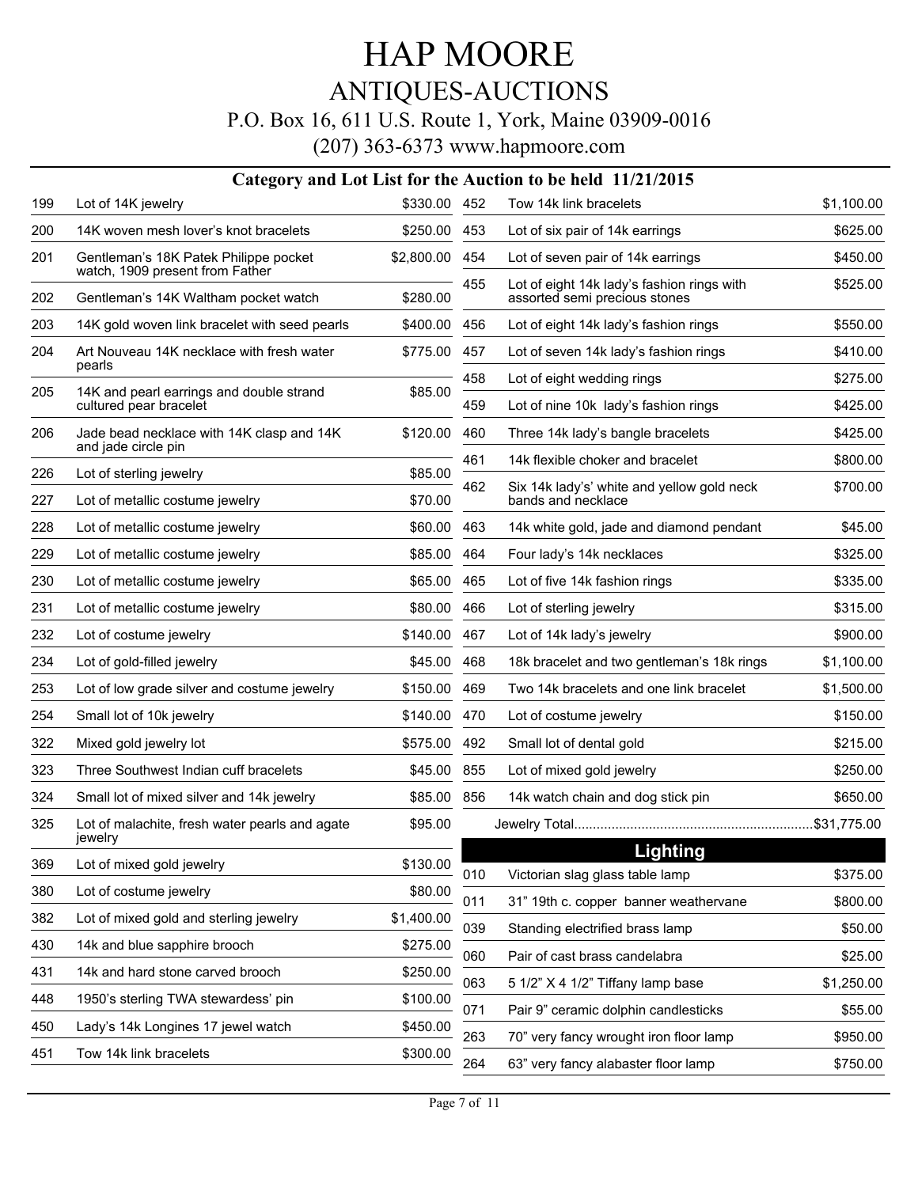# HAP MOORE

## ANTIQUES-AUCTIONS

P.O. Box 16, 611 U.S. Route 1, York, Maine 03909-0016

(207) 363-6373 www.hapmoore.com

### Category and Lot List for the Auction to be held 11/21/2015

| Lot | Description | Price |
|---|---|---|
| 199 | Lot of 14K jewelry | $330.00 |
| 200 | 14K woven mesh lover's knot bracelets | $250.00 |
| 201 | Gentleman's 18K Patek Philippe pocket watch, 1909 present from Father | $2,800.00 |
| 202 | Gentleman's 14K Waltham pocket watch | $280.00 |
| 203 | 14K gold woven link bracelet with seed pearls | $400.00 |
| 204 | Art Nouveau 14K necklace with fresh water pearls | $775.00 |
| 205 | 14K and pearl earrings and double strand cultured pear bracelet | $85.00 |
| 206 | Jade bead necklace with 14K clasp and 14K and jade circle pin | $120.00 |
| 226 | Lot of sterling jewelry | $85.00 |
| 227 | Lot of metallic costume jewelry | $70.00 |
| 228 | Lot of metallic costume jewelry | $60.00 |
| 229 | Lot of metallic costume jewelry | $85.00 |
| 230 | Lot of metallic costume jewelry | $65.00 |
| 231 | Lot of metallic costume jewelry | $80.00 |
| 232 | Lot of costume jewelry | $140.00 |
| 234 | Lot of gold-filled jewelry | $45.00 |
| 253 | Lot of low grade silver and costume jewelry | $150.00 |
| 254 | Small lot of 10k jewelry | $140.00 |
| 322 | Mixed gold jewelry lot | $575.00 |
| 323 | Three Southwest Indian cuff bracelets | $45.00 |
| 324 | Small lot of mixed silver and 14k jewelry | $85.00 |
| 325 | Lot of malachite, fresh water pearls and agate jewelry | $95.00 |
| 369 | Lot of mixed gold jewelry | $130.00 |
| 380 | Lot of costume jewelry | $80.00 |
| 382 | Lot of mixed gold and sterling jewelry | $1,400.00 |
| 430 | 14k and blue sapphire brooch | $275.00 |
| 431 | 14k and hard stone carved brooch | $250.00 |
| 448 | 1950's sterling TWA stewardess' pin | $100.00 |
| 450 | Lady's 14k Longines 17 jewel watch | $450.00 |
| 451 | Tow 14k link bracelets | $300.00 |
| 452 | Tow 14k link bracelets | $1,100.00 |
| 453 | Lot of six pair of 14k earrings | $625.00 |
| 454 | Lot of seven pair of 14k earrings | $450.00 |
| 455 | Lot of eight 14k lady's fashion rings with assorted semi precious stones | $525.00 |
| 456 | Lot of eight 14k lady's fashion rings | $550.00 |
| 457 | Lot of seven 14k lady's fashion rings | $410.00 |
| 458 | Lot of eight wedding rings | $275.00 |
| 459 | Lot of nine 10k lady's fashion rings | $425.00 |
| 460 | Three 14k lady's bangle bracelets | $425.00 |
| 461 | 14k flexible choker and bracelet | $800.00 |
| 462 | Six 14k lady's' white and yellow gold neck bands and necklace | $700.00 |
| 463 | 14k white gold, jade and diamond pendant | $45.00 |
| 464 | Four lady's 14k necklaces | $325.00 |
| 465 | Lot of five 14k fashion rings | $335.00 |
| 466 | Lot of sterling jewelry | $315.00 |
| 467 | Lot of 14k lady's jewelry | $900.00 |
| 468 | 18k bracelet and two gentleman's 18k rings | $1,100.00 |
| 469 | Two 14k bracelets and one link bracelet | $1,500.00 |
| 470 | Lot of costume jewelry | $150.00 |
| 492 | Small lot of dental gold | $215.00 |
| 855 | Lot of mixed gold jewelry | $250.00 |
| 856 | 14k watch chain and dog stick pin | $650.00 |
| | Jewelry Total | $31,775.00 |

## Lighting

| Lot | Description | Price |
|---|---|---|
| 010 | Victorian slag glass table lamp | $375.00 |
| 011 | 31" 19th c. copper banner weathervane | $800.00 |
| 039 | Standing electrified brass lamp | $50.00 |
| 060 | Pair of cast brass candelabra | $25.00 |
| 063 | 5 1/2" X 4 1/2" Tiffany lamp base | $1,250.00 |
| 071 | Pair 9" ceramic dolphin candlesticks | $55.00 |
| 263 | 70" very fancy wrought iron floor lamp | $950.00 |
| 264 | 63" very fancy alabaster floor lamp | $750.00 |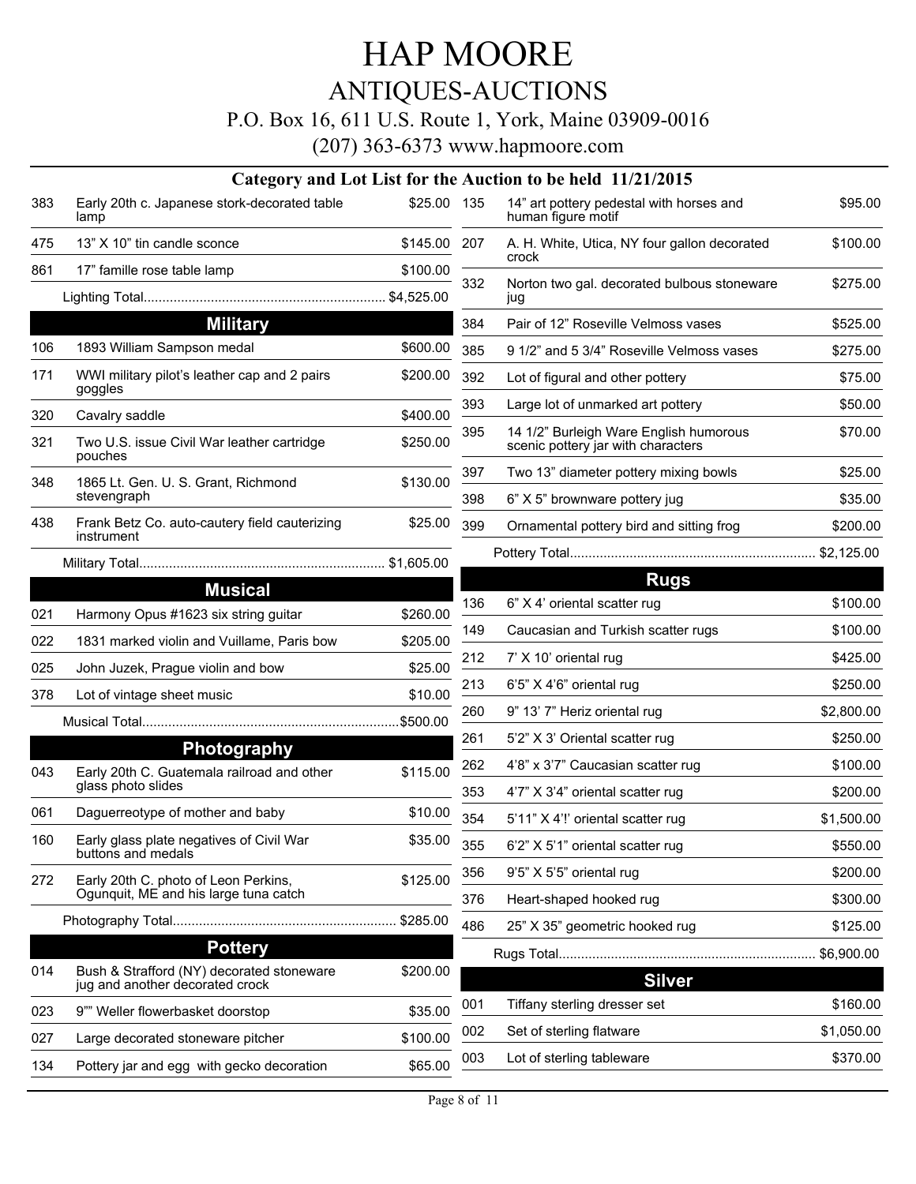# HAP MOORE

## ANTIQUES-AUCTIONS

P.O. Box 16, 611 U.S. Route 1, York, Maine 03909-0016

(207) 363-6373 www.hapmoore.com

### Category and Lot List for the Auction to be held 11/21/2015

| Lot | Description | Price |
|---|---|---|
| 383 | Early 20th c. Japanese stork-decorated table lamp | $25.00 |
| 475 | 13" X 10" tin candle sconce | $145.00 |
| 861 | 17" famille rose table lamp | $100.00 |
| | Lighting Total | $4,525.00 |

### Military

| Lot | Description | Price |
|---|---|---|
| 106 | 1893 William Sampson medal | $600.00 |
| 171 | WWI military pilot's leather cap and 2 pairs goggles | $200.00 |
| 320 | Cavalry saddle | $400.00 |
| 321 | Two U.S. issue Civil War leather cartridge pouches | $250.00 |
| 348 | 1865 Lt. Gen. U. S. Grant, Richmond stevengraph | $130.00 |
| 438 | Frank Betz Co. auto-cautery field cauterizing instrument | $25.00 |
| | Military Total | $1,605.00 |

### Musical

| Lot | Description | Price |
|---|---|---|
| 021 | Harmony Opus #1623 six string guitar | $260.00 |
| 022 | 1831 marked violin and Vuillame, Paris bow | $205.00 |
| 025 | John Juzek, Prague violin and bow | $25.00 |
| 378 | Lot of vintage sheet music | $10.00 |
| | Musical Total | $500.00 |

### Photography

| Lot | Description | Price |
|---|---|---|
| 043 | Early 20th C. Guatemala railroad and other glass photo slides | $115.00 |
| 061 | Daguerreotype of mother and baby | $10.00 |
| 160 | Early glass plate negatives of Civil War buttons and medals | $35.00 |
| 272 | Early 20th C. photo of Leon Perkins, Ogunquit, ME and his large tuna catch | $125.00 |
| | Photography Total | $285.00 |

### Pottery

| Lot | Description | Price |
|---|---|---|
| 014 | Bush & Strafford (NY) decorated stoneware jug and another decorated crock | $200.00 |
| 023 | 9"" Weller flowerbasket doorstop | $35.00 |
| 027 | Large decorated stoneware pitcher | $100.00 |
| 134 | Pottery jar and egg with gecko decoration | $65.00 |
| 135 | 14" art pottery pedestal with horses and human figure motif | $95.00 |
| 207 | A. H. White, Utica, NY four gallon decorated crock | $100.00 |
| 332 | Norton two gal. decorated bulbous stoneware jug | $275.00 |
| 384 | Pair of 12" Roseville Velmoss vases | $525.00 |
| 385 | 9 1/2" and 5 3/4" Roseville Velmoss vases | $275.00 |
| 392 | Lot of figural and other pottery | $75.00 |
| 393 | Large lot of unmarked art pottery | $50.00 |
| 395 | 14 1/2" Burleigh Ware English humorous scenic pottery jar with characters | $70.00 |
| 397 | Two 13" diameter pottery mixing bowls | $25.00 |
| 398 | 6" X 5" brownware pottery jug | $35.00 |
| 399 | Ornamental pottery bird and sitting frog | $200.00 |
| | Pottery Total | $2,125.00 |

### Rugs

| Lot | Description | Price |
|---|---|---|
| 136 | 6" X 4' oriental scatter rug | $100.00 |
| 149 | Caucasian and Turkish scatter rugs | $100.00 |
| 212 | 7' X 10' oriental rug | $425.00 |
| 213 | 6'5" X 4'6" oriental rug | $250.00 |
| 260 | 9" 13' 7" Heriz oriental rug | $2,800.00 |
| 261 | 5'2" X 3' Oriental scatter rug | $250.00 |
| 262 | 4'8" x 3'7" Caucasian scatter rug | $100.00 |
| 353 | 4'7" X 3'4" oriental scatter rug | $200.00 |
| 354 | 5'11" X 4'!' oriental scatter rug | $1,500.00 |
| 355 | 6'2" X 5'1" oriental scatter rug | $550.00 |
| 356 | 9'5" X 5'5" oriental rug | $200.00 |
| 376 | Heart-shaped hooked rug | $300.00 |
| 486 | 25" X 35" geometric hooked rug | $125.00 |
| | Rugs Total | $6,900.00 |

### Silver

| Lot | Description | Price |
|---|---|---|
| 001 | Tiffany sterling dresser set | $160.00 |
| 002 | Set of sterling flatware | $1,050.00 |
| 003 | Lot of sterling tableware | $370.00 |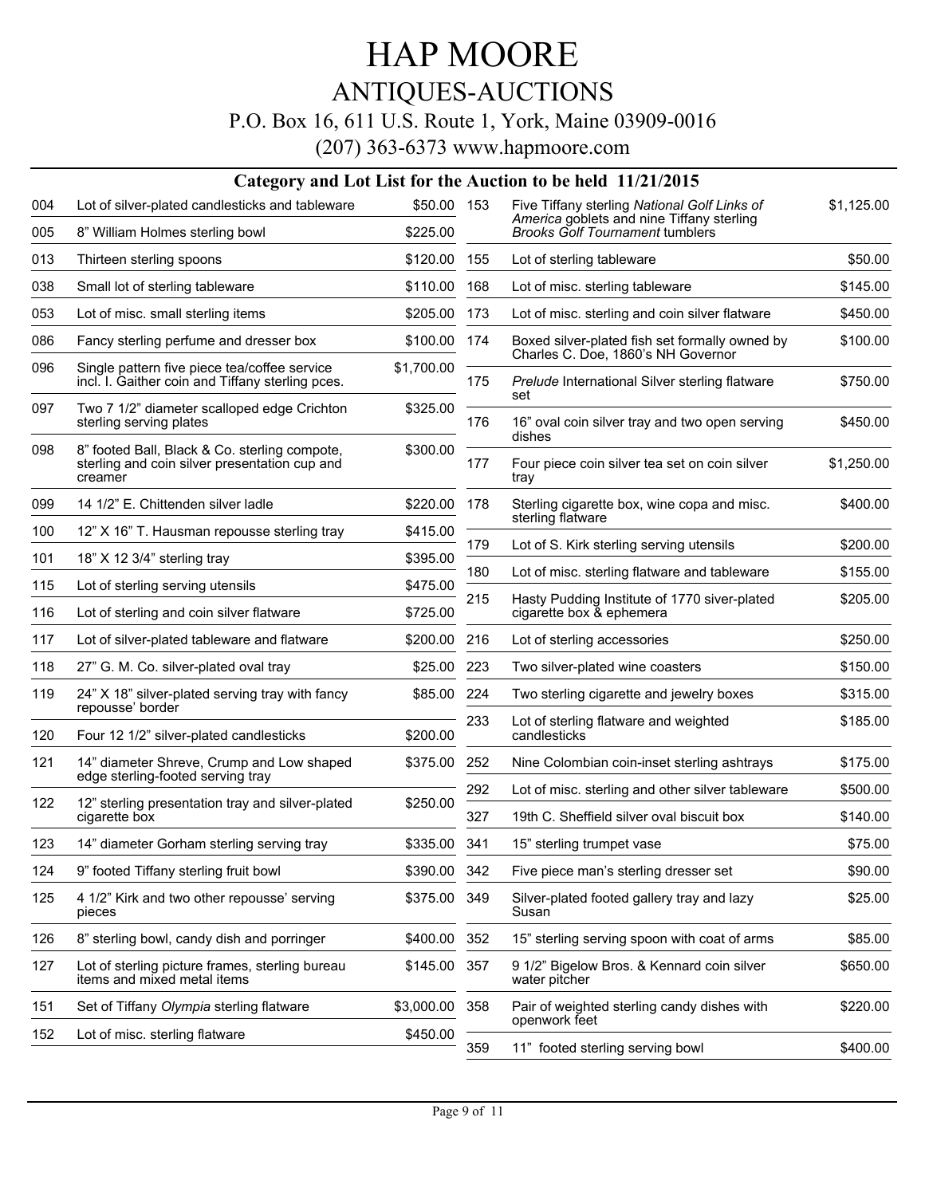# HAP MOORE

## ANTIQUES-AUCTIONS

P.O. Box 16, 611 U.S. Route 1, York, Maine 03909-0016

(207) 363-6373 www.hapmoore.com

### Category and Lot List for the Auction to be held 11/21/2015

| Lot | Description | Price |
|---|---|---|
| 004 | Lot of silver-plated candlesticks and tableware | $50.00 |
| 005 | 8" William Holmes sterling bowl | $225.00 |
| 013 | Thirteen sterling spoons | $120.00 |
| 038 | Small lot of sterling tableware | $110.00 |
| 053 | Lot of misc. small sterling items | $205.00 |
| 086 | Fancy sterling perfume and dresser box | $100.00 |
| 096 | Single pattern five piece tea/coffee service incl. I. Gaither coin and Tiffany sterling pces. | $1,700.00 |
| 097 | Two 7 1/2" diameter scalloped edge Crichton sterling serving plates | $325.00 |
| 098 | 8" footed Ball, Black & Co. sterling compote, sterling and coin silver presentation cup and creamer | $300.00 |
| 099 | 14 1/2" E. Chittenden silver ladle | $220.00 |
| 100 | 12" X 16" T. Hausman repousse sterling tray | $415.00 |
| 101 | 18" X 12 3/4" sterling tray | $395.00 |
| 115 | Lot of sterling serving utensils | $475.00 |
| 116 | Lot of sterling and coin silver flatware | $725.00 |
| 117 | Lot of silver-plated tableware and flatware | $200.00 |
| 118 | 27" G. M. Co. silver-plated oval tray | $25.00 |
| 119 | 24" X 18" silver-plated serving tray with fancy repousse' border | $85.00 |
| 120 | Four 12 1/2" silver-plated candlesticks | $200.00 |
| 121 | 14" diameter Shreve, Crump and Low shaped edge sterling-footed serving tray | $375.00 |
| 122 | 12" sterling presentation tray and silver-plated cigarette box | $250.00 |
| 123 | 14" diameter Gorham sterling serving tray | $335.00 |
| 124 | 9" footed Tiffany sterling fruit bowl | $390.00 |
| 125 | 4 1/2" Kirk and two other repousse' serving pieces | $375.00 |
| 126 | 8" sterling bowl, candy dish and porringer | $400.00 |
| 127 | Lot of sterling picture frames, sterling bureau items and mixed metal items | $145.00 |
| 151 | Set of Tiffany *Olympia* sterling flatware | $3,000.00 |
| 152 | Lot of misc. sterling flatware | $450.00 |
| 153 | Five Tiffany sterling *National Golf Links of America* goblets and nine Tiffany sterling *Brooks Golf Tournament* tumblers | $1,125.00 |
| 155 | Lot of sterling tableware | $50.00 |
| 168 | Lot of misc. sterling tableware | $145.00 |
| 173 | Lot of misc. sterling and coin silver flatware | $450.00 |
| 174 | Boxed silver-plated fish set formally owned by Charles C. Doe, 1860's NH Governor | $100.00 |
| 175 | *Prelude* International Silver sterling flatware set | $750.00 |
| 176 | 16" oval coin silver tray and two open serving dishes | $450.00 |
| 177 | Four piece coin silver tea set on coin silver tray | $1,250.00 |
| 178 | Sterling cigarette box, wine copa and misc. sterling flatware | $400.00 |
| 179 | Lot of S. Kirk sterling serving utensils | $200.00 |
| 180 | Lot of misc. sterling flatware and tableware | $155.00 |
| 215 | Hasty Pudding Institute of 1770 siver-plated cigarette box & ephemera | $205.00 |
| 216 | Lot of sterling accessories | $250.00 |
| 223 | Two silver-plated wine coasters | $150.00 |
| 224 | Two sterling cigarette and jewelry boxes | $315.00 |
| 233 | Lot of sterling flatware and weighted candlesticks | $185.00 |
| 252 | Nine Colombian coin-inset sterling ashtrays | $175.00 |
| 292 | Lot of misc. sterling and other silver tableware | $500.00 |
| 327 | 19th C. Sheffield silver oval biscuit box | $140.00 |
| 341 | 15" sterling trumpet vase | $75.00 |
| 342 | Five piece man's sterling dresser set | $90.00 |
| 349 | Silver-plated footed gallery tray and lazy Susan | $25.00 |
| 352 | 15" sterling serving spoon with coat of arms | $85.00 |
| 357 | 9 1/2" Bigelow Bros. & Kennard coin silver water pitcher | $650.00 |
| 358 | Pair of weighted sterling candy dishes with openwork feet | $220.00 |
| 359 | 11" footed sterling serving bowl | $400.00 |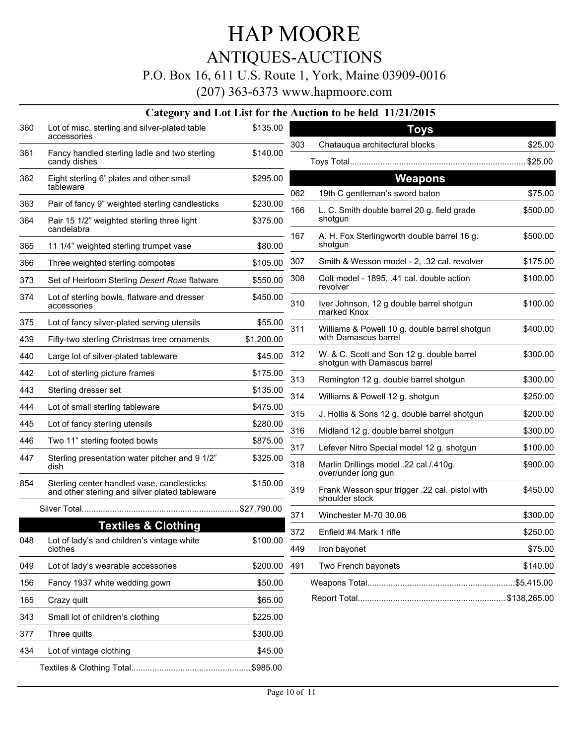# HAP MOORE

## ANTIQUES-AUCTIONS

P.O. Box 16, 611 U.S. Route 1, York, Maine 03909-0016

(207) 363-6373 www.hapmoore.com

### Category and Lot List for the Auction to be held 11/21/2015

| | | |
|---|---|---|
| 360 | Lot of misc. sterling and silver-plated table accessories | $135.00 |
| 361 | Fancy handled sterling ladle and two sterling candy dishes | $140.00 |
| 362 | Eight sterling 6' plates and other small tableware | $295.00 |
| 363 | Pair of fancy 9" weighted sterling candlesticks | $230.00 |
| 364 | Pair 15 1/2" weighted sterling three light candelabra | $375.00 |
| 365 | 11 1/4" weighted sterling trumpet vase | $80.00 |
| 366 | Three weighted sterling compotes | $105.00 |
| 373 | Set of Heirloom Sterling *Desert Rose* flatware | $550.00 |
| 374 | Lot of sterling bowls, flatware and dresser accessories | $450.00 |
| 375 | Lot of fancy silver-plated serving utensils | $55.00 |
| 439 | Fifty-two sterling Christmas tree ornaments | $1,200.00 |
| 440 | Large lot of silver-plated tableware | $45.00 |
| 442 | Lot of sterling picture frames | $175.00 |
| 443 | Sterling dresser set | $135.00 |
| 444 | Lot of small sterling tableware | $475.00 |
| 445 | Lot of fancy sterling utensils | $280.00 |
| 446 | Two 11" sterling footed bowls | $875.00 |
| 447 | Sterling presentation water pitcher and 9 1/2" dish | $325.00 |
| 854 | Sterling center handled vase, candlesticks and other sterling and silver plated tableware | $150.00 |
| | Silver Total | $27,790.00 |

### Textiles & Clothing

| | | |
|---|---|---|
| 048 | Lot of lady's and children's vintage white clothes | $100.00 |
| 049 | Lot of lady's wearable accessories | $200.00 |
| 156 | Fancy 1937 white wedding gown | $50.00 |
| 165 | Crazy quilt | $65.00 |
| 343 | Small lot of children's clothing | $225.00 |
| 377 | Three quilts | $300.00 |
| 434 | Lot of vintage clothing | $45.00 |
| | Textiles & Clothing Total | $985.00 |

### Toys

| | | |
|---|---|---|
| 303 | Chatauqua architectural blocks | $25.00 |
| | Toys Total | $25.00 |

### Weapons

| | | |
|---|---|---|
| 062 | 19th C gentleman's sword baton | $75.00 |
| 166 | L. C. Smith double barrel 20 g. field grade shotgun | $500.00 |
| 167 | A. H. Fox Sterlingworth double barrel 16 g. shotgun | $500.00 |
| 307 | Smith & Wesson model - 2, .32 cal. revolver | $175.00 |
| 308 | Colt model - 1895, .41 cal. double action revolver | $100.00 |
| 310 | Iver Johnson, 12 g double barrel shotgun marked Knox | $100.00 |
| 311 | Williams & Powell 10 g. double barrel shotgun with Damascus barrel | $400.00 |
| 312 | W. & C. Scott and Son 12 g. double barrel shotgun with Damascus barrel | $300.00 |
| 313 | Remington 12 g. double barrel shotgun | $300.00 |
| 314 | Williams & Powell 12 g. shotgun | $250.00 |
| 315 | J. Hollis & Sons 12 g. double barrel shotgun | $200.00 |
| 316 | Midland 12 g. double barrel shotgun | $300.00 |
| 317 | Lefever Nitro Special model 12 g. shotgun | $100.00 |
| 318 | Marlin Drillings model .22 cal./.410g. over/under long gun | $900.00 |
| 319 | Frank Wesson spur trigger .22 cal. pistol with shoulder stock | $450.00 |
| 371 | Winchester M-70 30.06 | $300.00 |
| 372 | Enfield #4 Mark 1 rifle | $250.00 |
| 449 | Iron bayonet | $75.00 |
| 491 | Two French bayonets | $140.00 |
| | Weapons Total | $5,415.00 |
| | Report Total | $138,265.00 |